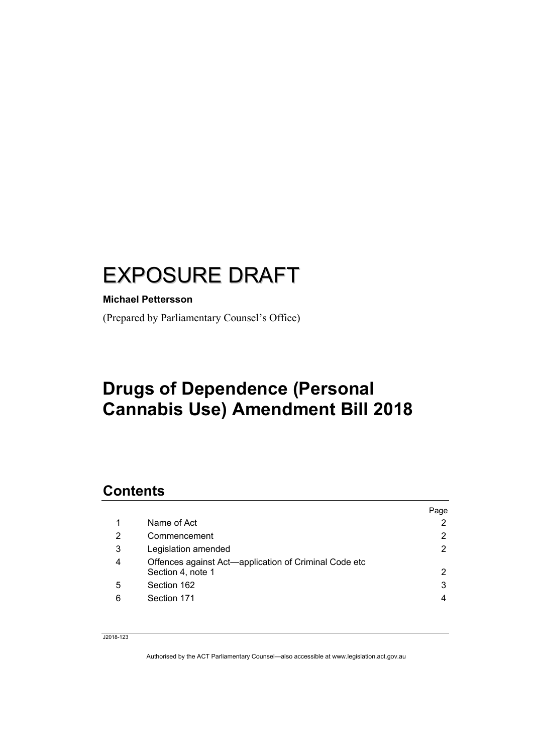# EXPOSURE DRAFT

**Michael Pettersson**

(Prepared by Parliamentary Counsel's Office)

# Drugs of Dependence (Personal Cannabis Use) Amendment Bill 2018

## Contents

| | | Page |
|---|---|---|
| 1 | Name of Act | 2 |
| 2 | Commencement | 2 |
| 3 | Legislation amended | 2 |
| 4 | Offences against Act—application of Criminal Code etc<br>Section 4, note 1 | 2 |
| 5 | Section 162 | 3 |
| 6 | Section 171 | 4 |

J2018-123

Authorised by the ACT Parliamentary Counsel—also accessible at www.legislation.act.gov.au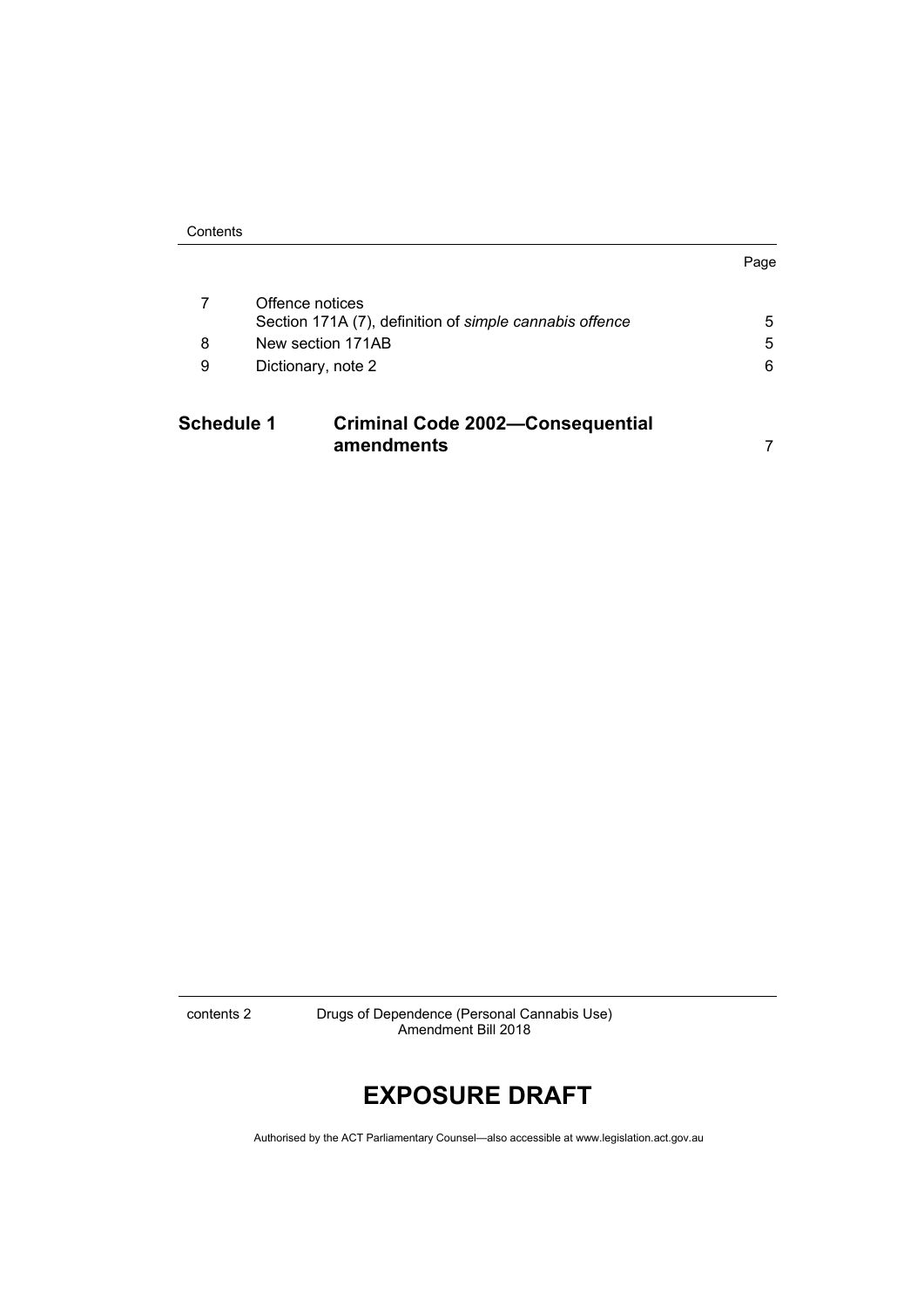| | | Page |
|---|---|---|
| 7 | Offence notices<br>Section 171A (7), definition of *simple cannabis offence* | 5 |
| 8 | New section 171AB | 5 |
| 9 | Dictionary, note 2 | 6 |

| | | |
|---|---|---|
| **Schedule 1** | **Criminal Code 2002—Consequential amendments** | 7 |

# EXPOSURE DRAFT

Authorised by the ACT Parliamentary Counsel—also accessible at www.legislation.act.gov.au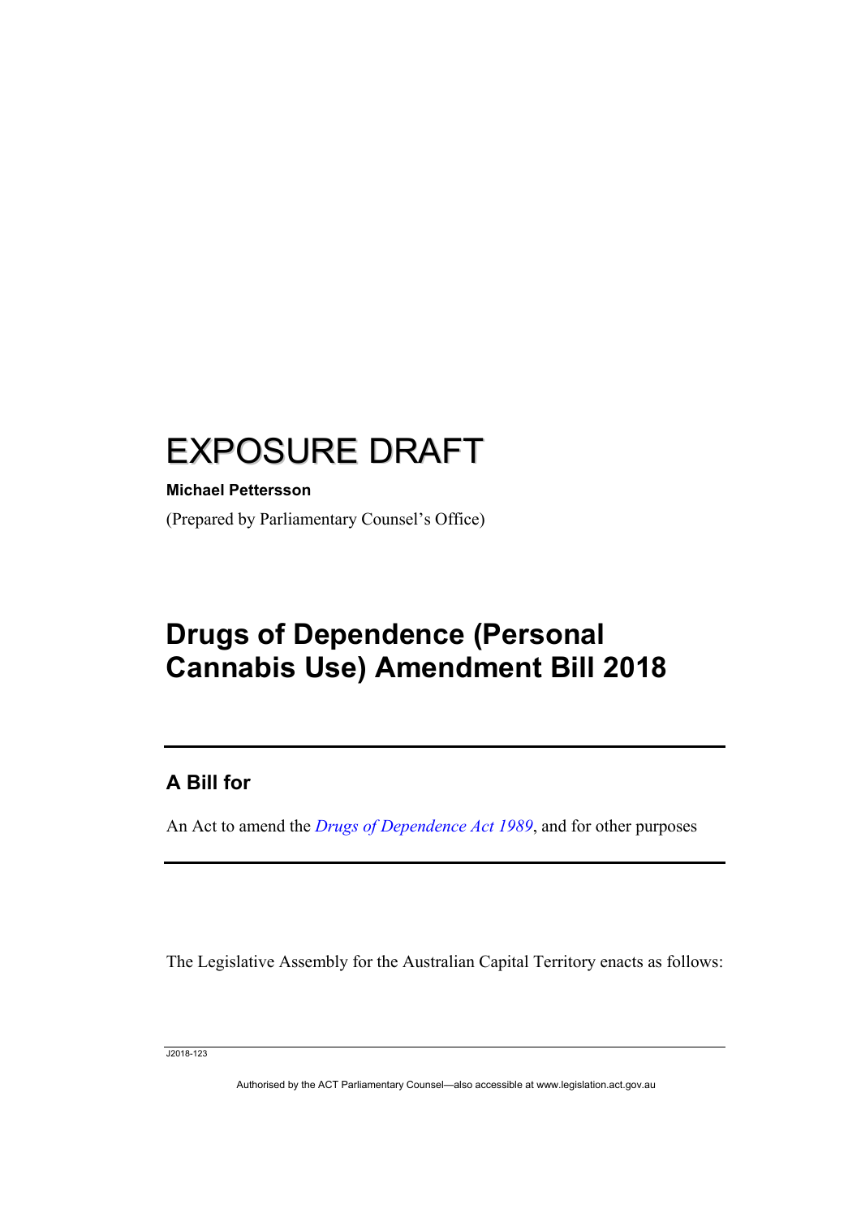# EXPOSURE DRAFT

**Michael Pettersson**

(Prepared by Parliamentary Counsel's Office)

# Drugs of Dependence (Personal Cannabis Use) Amendment Bill 2018

## A Bill for

An Act to amend the *Drugs of Dependence Act 1989*, and for other purposes

The Legislative Assembly for the Australian Capital Territory enacts as follows:

J2018-123

Authorised by the ACT Parliamentary Counsel—also accessible at www.legislation.act.gov.au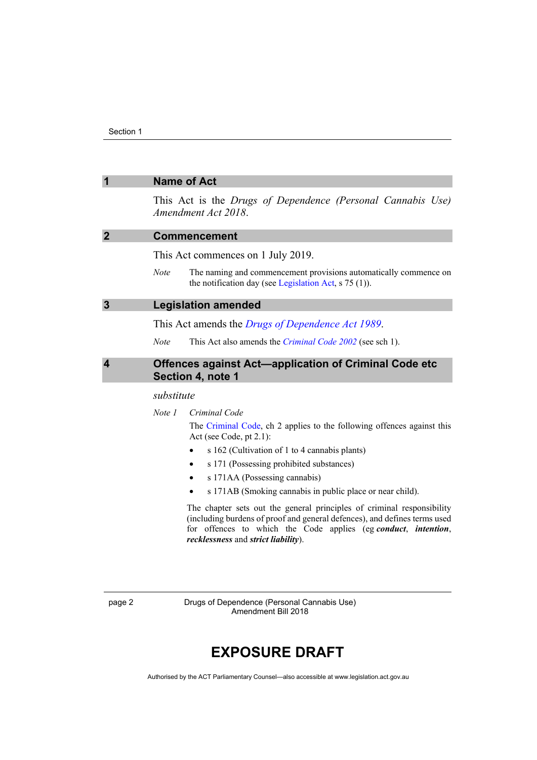## 1 Name of Act

This Act is the *Drugs of Dependence (Personal Cannabis Use) Amendment Act 2018*.

## 2 Commencement

This Act commences on 1 July 2019.

*Note* The naming and commencement provisions automatically commence on the notification day (see Legislation Act, s 75 (1)).

## 3 Legislation amended

This Act amends the *Drugs of Dependence Act 1989*.

*Note* This Act also amends the *Criminal Code 2002* (see sch 1).

## 4 Offences against Act—application of Criminal Code etc Section 4, note 1

*substitute*

*Note 1* *Criminal Code*

The Criminal Code, ch 2 applies to the following offences against this Act (see Code, pt 2.1):

- s 162 (Cultivation of 1 to 4 cannabis plants)
- s 171 (Possessing prohibited substances)
- s 171AA (Possessing cannabis)
- s 171AB (Smoking cannabis in public place or near child).

The chapter sets out the general principles of criminal responsibility (including burdens of proof and general defences), and defines terms used for offences to which the Code applies (eg ***conduct***, ***intention***, ***recklessness*** and ***strict liability***).

# EXPOSURE DRAFT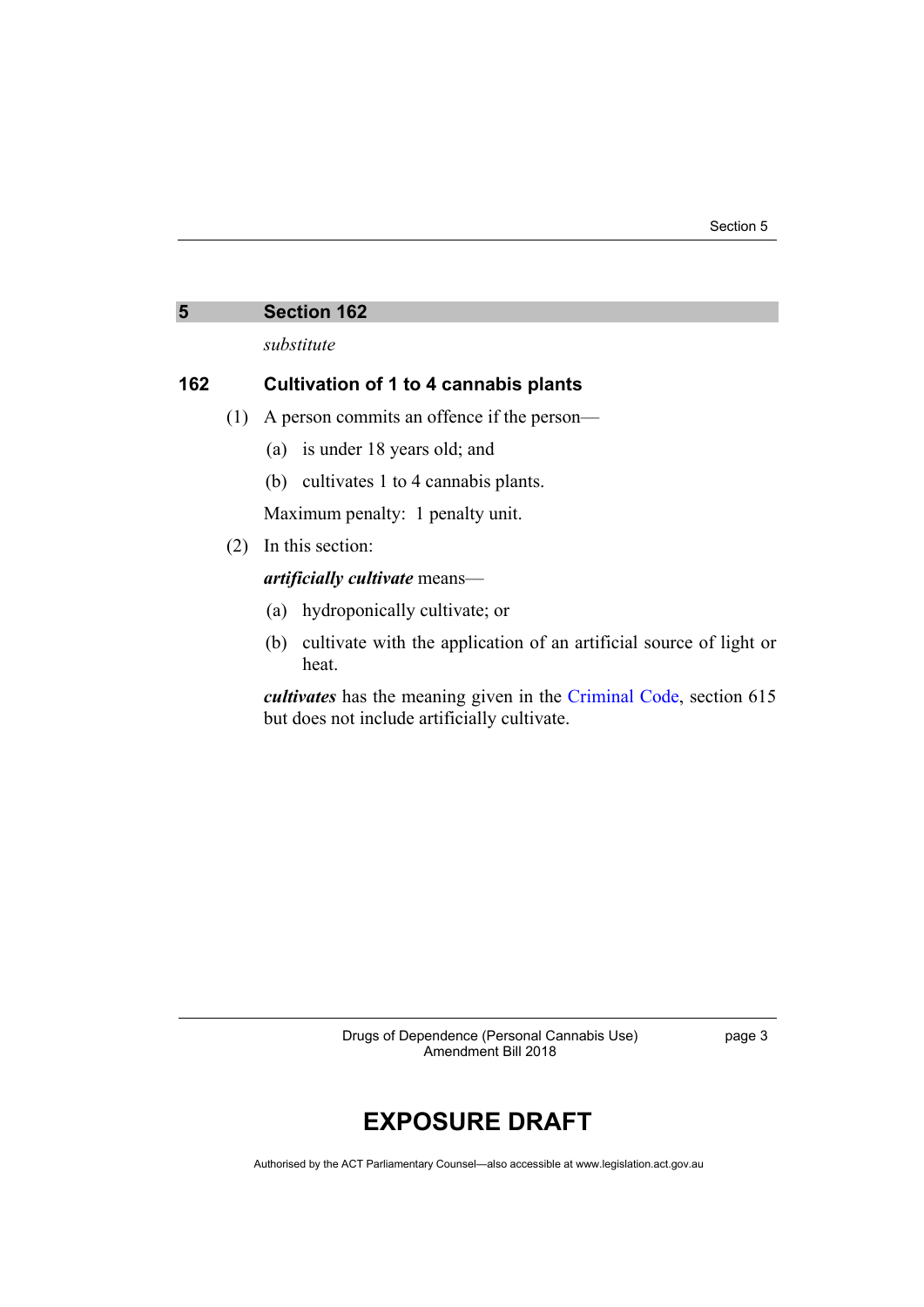## 5 Section 162

*substitute*

### 162 Cultivation of 1 to 4 cannabis plants

(1) A person commits an offence if the person—

(a) is under 18 years old; and

(b) cultivates 1 to 4 cannabis plants.

Maximum penalty: 1 penalty unit.

(2) In this section:

***artificially cultivate*** means—

(a) hydroponically cultivate; or

(b) cultivate with the application of an artificial source of light or heat.

***cultivates*** has the meaning given in the Criminal Code, section 615 but does not include artificially cultivate.

EXPOSURE DRAFT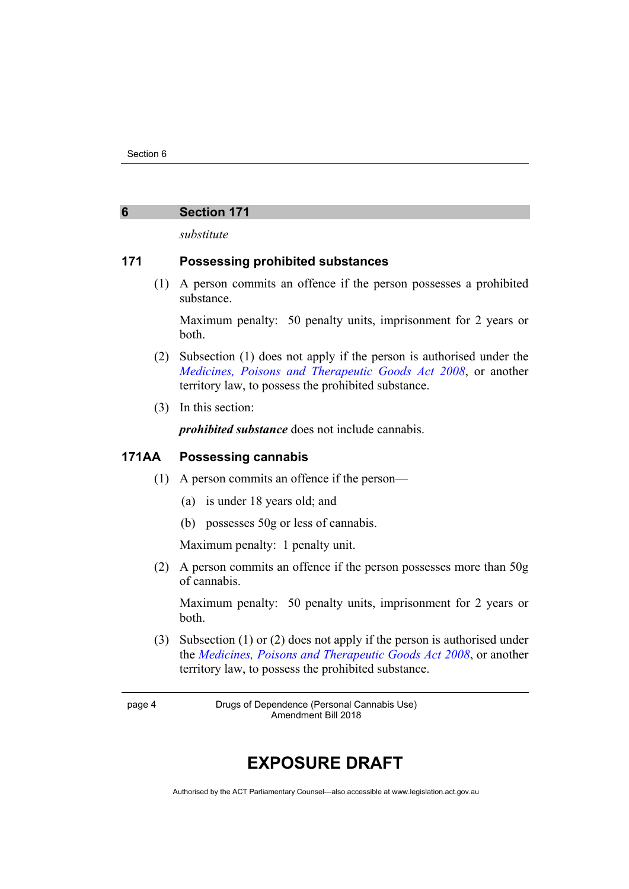## 6 Section 171

*substitute*

### 171 Possessing prohibited substances

(1) A person commits an offence if the person possesses a prohibited substance.

Maximum penalty: 50 penalty units, imprisonment for 2 years or both.

(2) Subsection (1) does not apply if the person is authorised under the *Medicines, Poisons and Therapeutic Goods Act 2008*, or another territory law, to possess the prohibited substance.

(3) In this section:

***prohibited substance*** does not include cannabis.

### 171AA Possessing cannabis

(1) A person commits an offence if the person—

(a) is under 18 years old; and

(b) possesses 50g or less of cannabis.

Maximum penalty: 1 penalty unit.

(2) A person commits an offence if the person possesses more than 50g of cannabis.

Maximum penalty: 50 penalty units, imprisonment for 2 years or both.

(3) Subsection (1) or (2) does not apply if the person is authorised under the *Medicines, Poisons and Therapeutic Goods Act 2008*, or another territory law, to possess the prohibited substance.

EXPOSURE DRAFT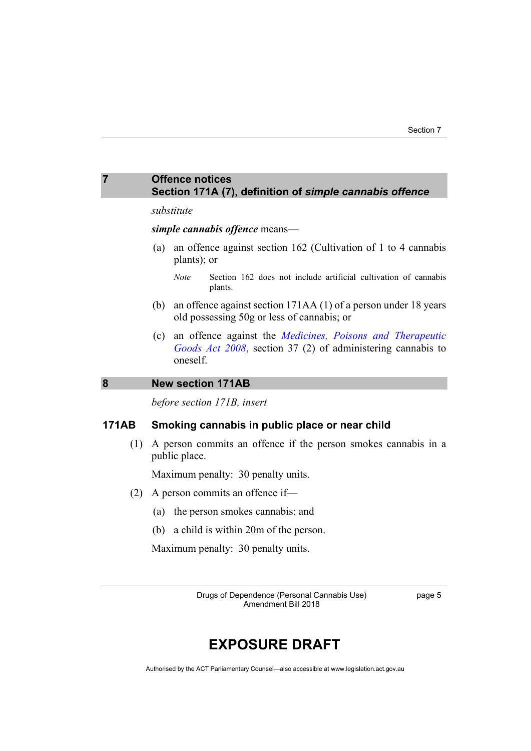## 7 Offence notices
## Section 171A (7), definition of *simple cannabis offence*

*substitute*

***simple cannabis offence*** means—

(a) an offence against section 162 (Cultivation of 1 to 4 cannabis plants); or

*Note* Section 162 does not include artificial cultivation of cannabis plants.

(b) an offence against section 171AA (1) of a person under 18 years old possessing 50g or less of cannabis; or

(c) an offence against the *Medicines, Poisons and Therapeutic Goods Act 2008*, section 37 (2) of administering cannabis to oneself.

## 8 New section 171AB

*before section 171B, insert*

### 171AB Smoking cannabis in public place or near child

(1) A person commits an offence if the person smokes cannabis in a public place.

Maximum penalty: 30 penalty units.

(2) A person commits an offence if—

(a) the person smokes cannabis; and

(b) a child is within 20m of the person.

Maximum penalty: 30 penalty units.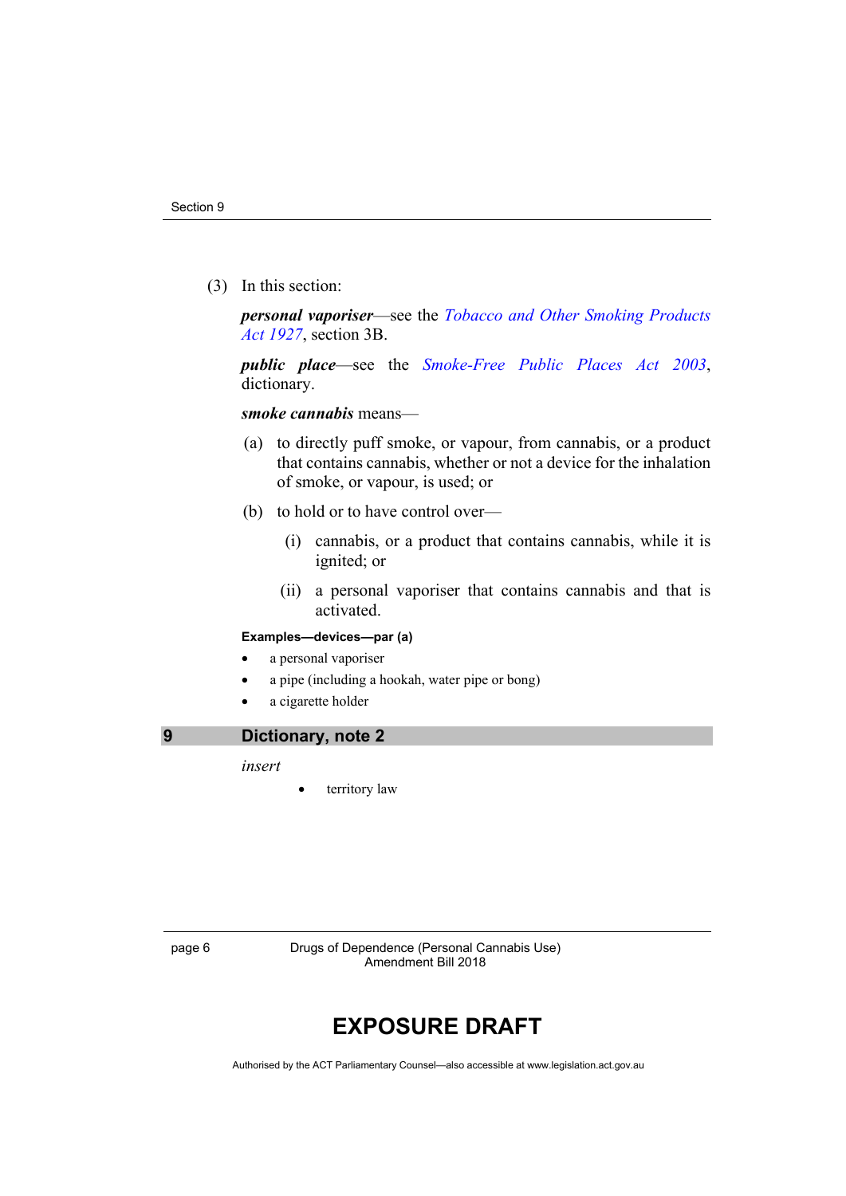(3) In this section:

***personal vaporiser***—see the *Tobacco and Other Smoking Products Act 1927*, section 3B.

***public place***—see the *Smoke-Free Public Places Act 2003*, dictionary.

***smoke cannabis*** means—

(a) to directly puff smoke, or vapour, from cannabis, or a product that contains cannabis, whether or not a device for the inhalation of smoke, or vapour, is used; or

(b) to hold or to have control over—

(i) cannabis, or a product that contains cannabis, while it is ignited; or

(ii) a personal vaporiser that contains cannabis and that is activated.

**Examples—devices—par (a)**

- a personal vaporiser
- a pipe (including a hookah, water pipe or bong)
- a cigarette holder

## 9 Dictionary, note 2

*insert*

- territory law

# EXPOSURE DRAFT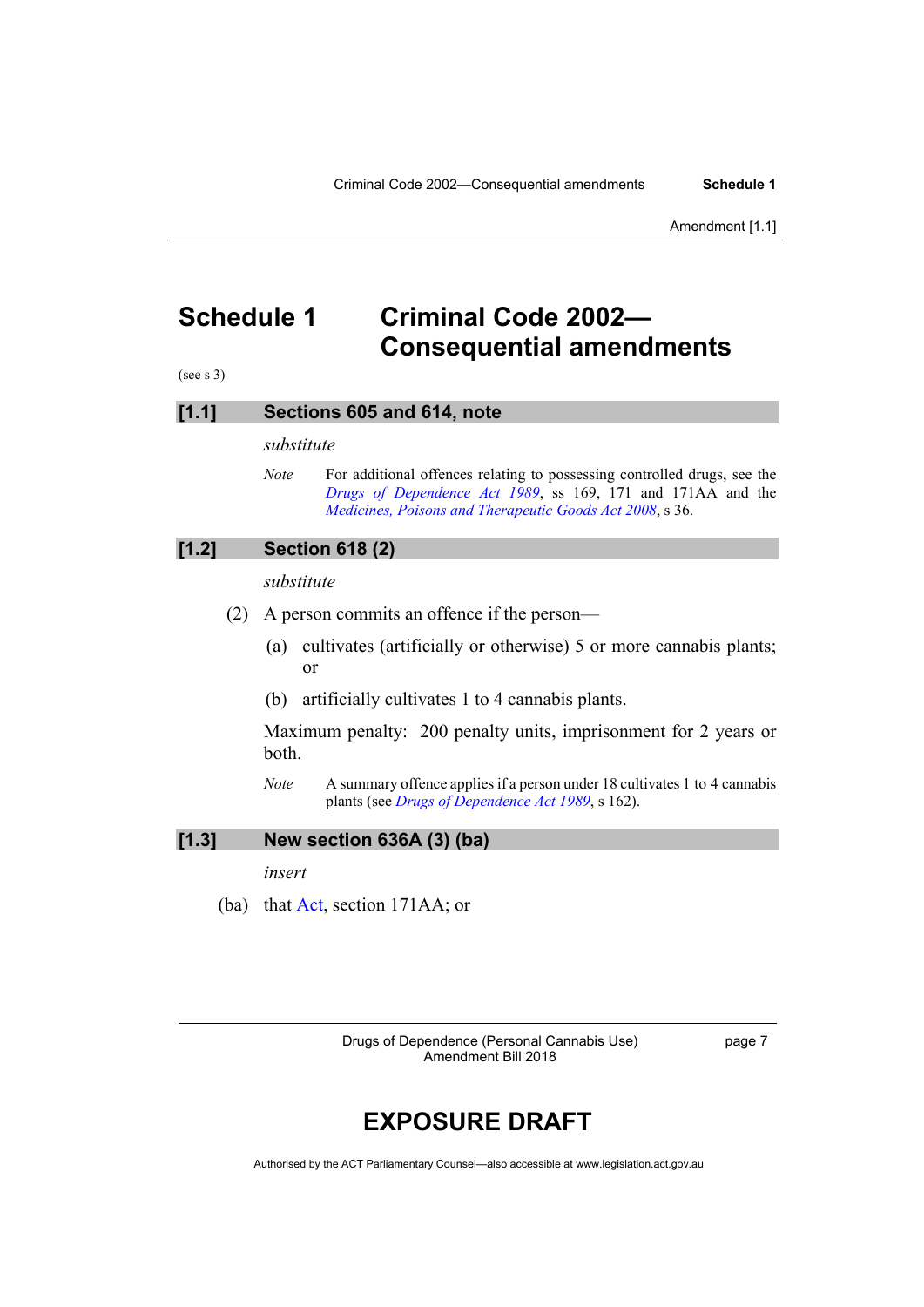# Schedule 1 Criminal Code 2002—Consequential amendments

(see s 3)

## [1.1] Sections 605 and 614, note

*substitute*

*Note* For additional offences relating to possessing controlled drugs, see the *Drugs of Dependence Act 1989*, ss 169, 171 and 171AA and the *Medicines, Poisons and Therapeutic Goods Act 2008*, s 36.

## [1.2] Section 618 (2)

*substitute*

(2) A person commits an offence if the person—

(a) cultivates (artificially or otherwise) 5 or more cannabis plants; or

(b) artificially cultivates 1 to 4 cannabis plants.

Maximum penalty: 200 penalty units, imprisonment for 2 years or both.

*Note* A summary offence applies if a person under 18 cultivates 1 to 4 cannabis plants (see *Drugs of Dependence Act 1989*, s 162).

## [1.3] New section 636A (3) (ba)

*insert*

(ba) that Act, section 171AA; or

EXPOSURE DRAFT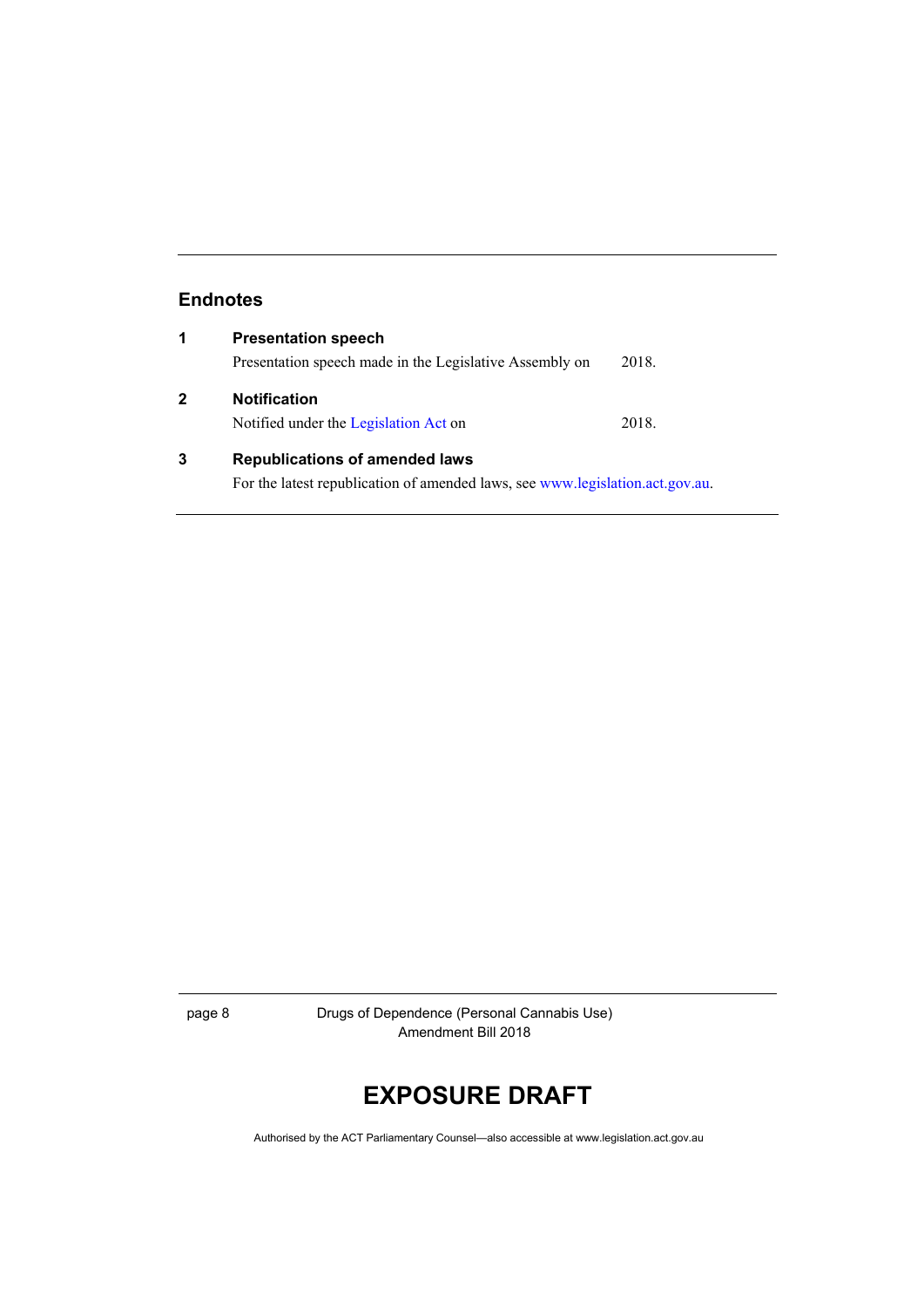## Endnotes

### 1 Presentation speech

Presentation speech made in the Legislative Assembly on 2018.

### 2 Notification

Notified under the Legislation Act on 2018.

### 3 Republications of amended laws

For the latest republication of amended laws, see www.legislation.act.gov.au.

**EXPOSURE DRAFT**

Authorised by the ACT Parliamentary Counsel—also accessible at www.legislation.act.gov.au